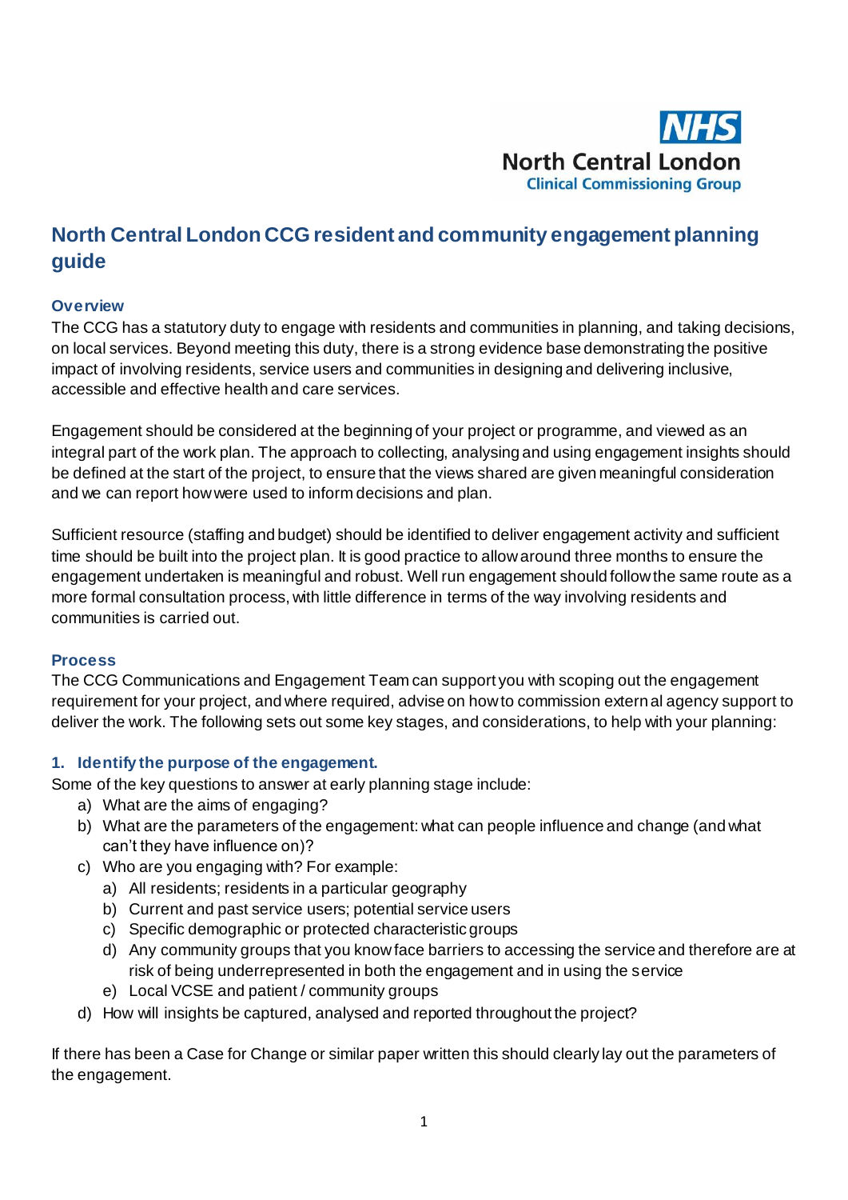NHS
North Central London
Clinical Commissioning Group

# North Central London CCG resident and community engagement planning guide

## Overview

The CCG has a statutory duty to engage with residents and communities in planning, and taking decisions, on local services. Beyond meeting this duty, there is a strong evidence base demonstrating the positive impact of involving residents, service users and communities in designing and delivering inclusive, accessible and effective health and care services.

Engagement should be considered at the beginning of your project or programme, and viewed as an integral part of the work plan. The approach to collecting, analysing and using engagement insights should be defined at the start of the project, to ensure that the views shared are given meaningful consideration and we can report how were used to inform decisions and plan.

Sufficient resource (staffing and budget) should be identified to deliver engagement activity and sufficient time should be built into the project plan. It is good practice to allow around three months to ensure the engagement undertaken is meaningful and robust. Well run engagement should follow the same route as a more formal consultation process, with little difference in terms of the way involving residents and communities is carried out.

## Process

The CCG Communications and Engagement Team can support you with scoping out the engagement requirement for your project, and where required, advise on how to commission external agency support to deliver the work. The following sets out some key stages, and considerations, to help with your planning:

### 1. Identify the purpose of the engagement.

Some of the key questions to answer at early planning stage include:

a) What are the aims of engaging?
b) What are the parameters of the engagement: what can people influence and change (and what can't they have influence on)?
c) Who are you engaging with? For example:
   a) All residents; residents in a particular geography
   b) Current and past service users; potential service users
   c) Specific demographic or protected characteristic groups
   d) Any community groups that you know face barriers to accessing the service and therefore are at risk of being underrepresented in both the engagement and in using the service
   e) Local VCSE and patient / community groups
d) How will insights be captured, analysed and reported throughout the project?

If there has been a Case for Change or similar paper written this should clearly lay out the parameters of the engagement.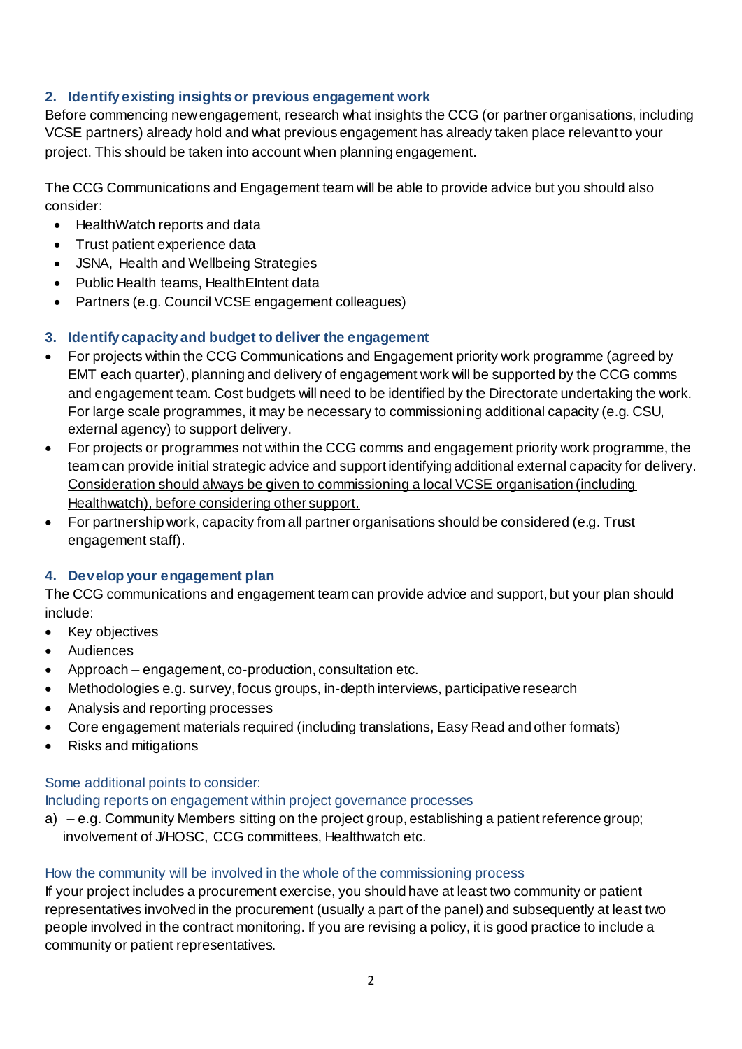## 2. Identify existing insights or previous engagement work

Before commencing new engagement, research what insights the CCG (or partner organisations, including VCSE partners) already hold and what previous engagement has already taken place relevant to your project. This should be taken into account when planning engagement.

The CCG Communications and Engagement team will be able to provide advice but you should also consider:

- HealthWatch reports and data
- Trust patient experience data
- JSNA, Health and Wellbeing Strategies
- Public Health teams, HealthEIntent data
- Partners (e.g. Council VCSE engagement colleagues)

## 3. Identify capacity and budget to deliver the engagement

- For projects within the CCG Communications and Engagement priority work programme (agreed by EMT each quarter), planning and delivery of engagement work will be supported by the CCG comms and engagement team. Cost budgets will need to be identified by the Directorate undertaking the work. For large scale programmes, it may be necessary to commissioning additional capacity (e.g. CSU, external agency) to support delivery.
- For projects or programmes not within the CCG comms and engagement priority work programme, the team can provide initial strategic advice and support identifying additional external capacity for delivery. <u>Consideration should always be given to commissioning a local VCSE organisation (including Healthwatch), before considering other support.</u>
- For partnership work, capacity from all partner organisations should be considered (e.g. Trust engagement staff).

## 4. Develop your engagement plan

The CCG communications and engagement team can provide advice and support, but your plan should include:

- Key objectives
- Audiences
- Approach – engagement, co-production, consultation etc.
- Methodologies e.g. survey, focus groups, in-depth interviews, participative research
- Analysis and reporting processes
- Core engagement materials required (including translations, Easy Read and other formats)
- Risks and mitigations

### Some additional points to consider:

### Including reports on engagement within project governance processes

a) – e.g. Community Members sitting on the project group, establishing a patient reference group; involvement of J/HOSC, CCG committees, Healthwatch etc.

### How the community will be involved in the whole of the commissioning process

If your project includes a procurement exercise, you should have at least two community or patient representatives involved in the procurement (usually a part of the panel) and subsequently at least two people involved in the contract monitoring. If you are revising a policy, it is good practice to include a community or patient representatives.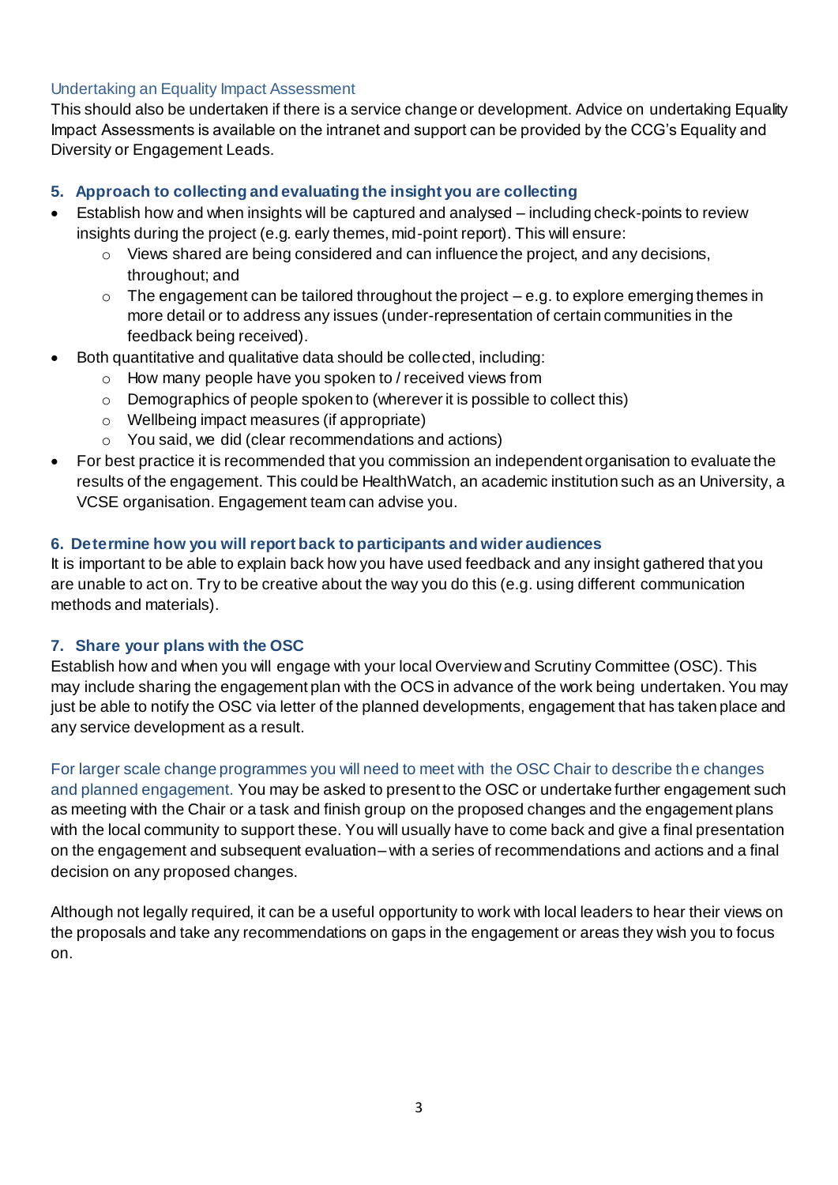### Undertaking an Equality Impact Assessment

This should also be undertaken if there is a service change or development. Advice on undertaking Equality Impact Assessments is available on the intranet and support can be provided by the CCG's Equality and Diversity or Engagement Leads.

### 5. Approach to collecting and evaluating the insight you are collecting

- Establish how and when insights will be captured and analysed – including check-points to review insights during the project (e.g. early themes, mid-point report). This will ensure:
  - Views shared are being considered and can influence the project, and any decisions, throughout; and
  - The engagement can be tailored throughout the project – e.g. to explore emerging themes in more detail or to address any issues (under-representation of certain communities in the feedback being received).
- Both quantitative and qualitative data should be collected, including:
  - How many people have you spoken to / received views from
  - Demographics of people spoken to (wherever it is possible to collect this)
  - Wellbeing impact measures (if appropriate)
  - You said, we did (clear recommendations and actions)
- For best practice it is recommended that you commission an independent organisation to evaluate the results of the engagement. This could be HealthWatch, an academic institution such as an University, a VCSE organisation. Engagement team can advise you.

### 6. Determine how you will report back to participants and wider audiences

It is important to be able to explain back how you have used feedback and any insight gathered that you are unable to act on. Try to be creative about the way you do this (e.g. using different communication methods and materials).

### 7. Share your plans with the OSC

Establish how and when you will engage with your local Overview and Scrutiny Committee (OSC). This may include sharing the engagement plan with the OCS in advance of the work being undertaken. You may just be able to notify the OSC via letter of the planned developments, engagement that has taken place and any service development as a result.

For larger scale change programmes you will need to meet with the OSC Chair to describe the changes and planned engagement. You may be asked to present to the OSC or undertake further engagement such as meeting with the Chair or a task and finish group on the proposed changes and the engagement plans with the local community to support these. You will usually have to come back and give a final presentation on the engagement and subsequent evaluation – with a series of recommendations and actions and a final decision on any proposed changes.

Although not legally required, it can be a useful opportunity to work with local leaders to hear their views on the proposals and take any recommendations on gaps in the engagement or areas they wish you to focus on.